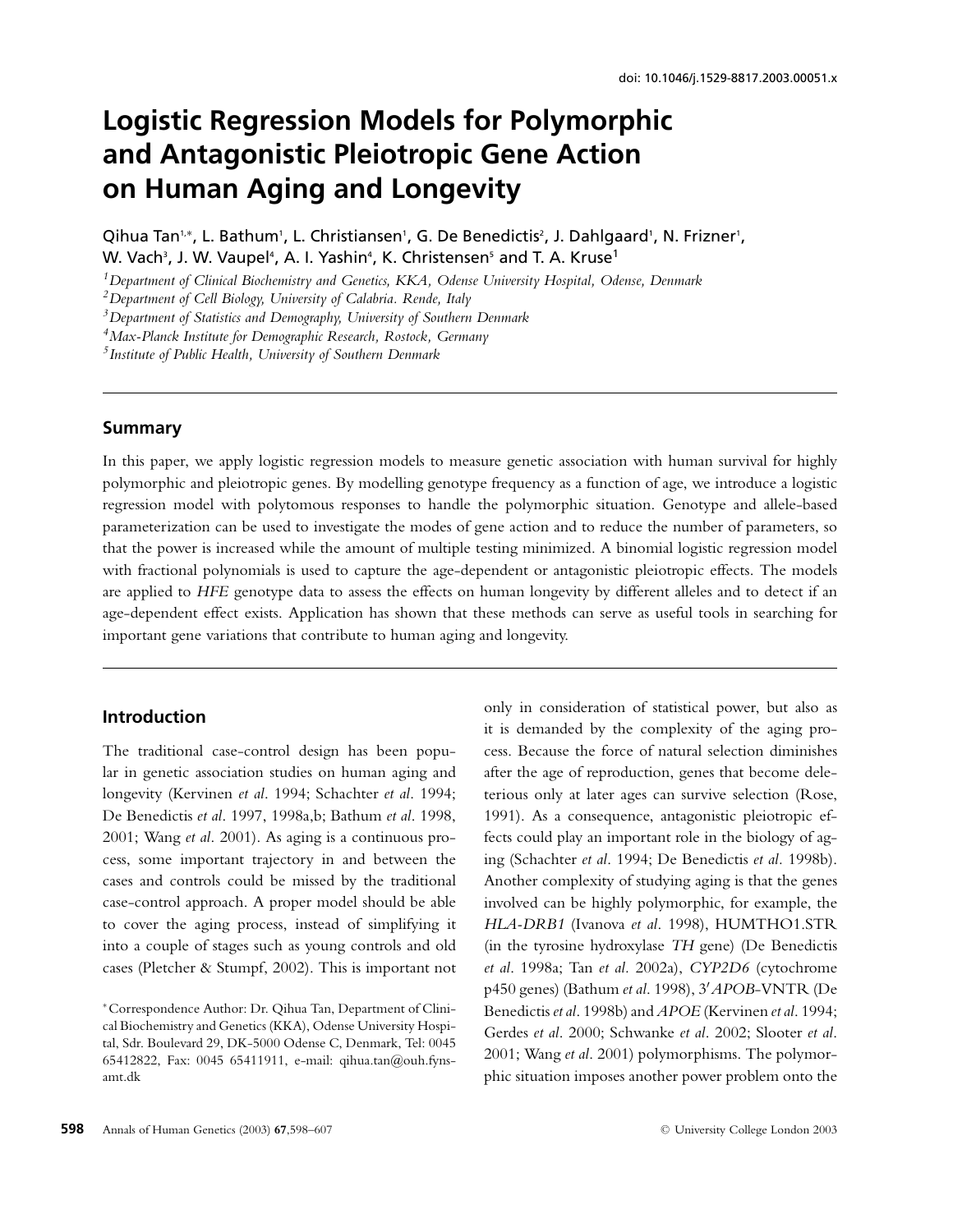doi: 10.1046/j.1529-8817.2003.00051.x

# Logistic Regression Models for Polymorphic and Antagonistic Pleiotropic Gene Action on Human Aging and Longevity

Qihua Tan[1,*], L. Bathum[1], L. Christiansen[1], G. De Benedictis[2], J. Dahlgaard[1], N. Frizner[1], W. Vach[3], J. W. Vaupel[4], A. I. Yashin[4], K. Christensen[5] and T. A. Kruse[1]

[1] *Department of Clinical Biochemistry and Genetics, KKA, Odense University Hospital, Odense, Denmark*
[2] *Department of Cell Biology, University of Calabria. Rende, Italy*
[3] *Department of Statistics and Demography, University of Southern Denmark*
[4] *Max-Planck Institute for Demographic Research, Rostock, Germany*
[5] *Institute of Public Health, University of Southern Denmark*

## Summary

In this paper, we apply logistic regression models to measure genetic association with human survival for highly polymorphic and pleiotropic genes. By modelling genotype frequency as a function of age, we introduce a logistic regression model with polytomous responses to handle the polymorphic situation. Genotype and allele-based parameterization can be used to investigate the modes of gene action and to reduce the number of parameters, so that the power is increased while the amount of multiple testing minimized. A binomial logistic regression model with fractional polynomials is used to capture the age-dependent or antagonistic pleiotropic effects. The models are applied to *HFE* genotype data to assess the effects on human longevity by different alleles and to detect if an age-dependent effect exists. Application has shown that these methods can serve as useful tools in searching for important gene variations that contribute to human aging and longevity.

## Introduction

The traditional case-control design has been popular in genetic association studies on human aging and longevity (Kervinen *et al*. 1994; Schachter *et al*. 1994; De Benedictis *et al*. 1997, 1998a,b; Bathum *et al*. 1998, 2001; Wang *et al*. 2001). As aging is a continuous process, some important trajectory in and between the cases and controls could be missed by the traditional case-control approach. A proper model should be able to cover the aging process, instead of simplifying it into a couple of stages such as young controls and old cases (Pletcher & Stumpf, 2002). This is important not only in consideration of statistical power, but also as it is demanded by the complexity of the aging process. Because the force of natural selection diminishes after the age of reproduction, genes that become deleterious only at later ages can survive selection (Rose, 1991). As a consequence, antagonistic pleiotropic effects could play an important role in the biology of aging (Schachter *et al*. 1994; De Benedictis *et al*. 1998b). Another complexity of studying aging is that the genes involved can be highly polymorphic, for example, the *HLA-DRB1* (Ivanova *et al*. 1998), HUMTHO1.STR (in the tyrosine hydroxylase *TH* gene) (De Benedictis *et al*. 1998a; Tan *et al.* 2002a), *CYP2D6* (cytochrome p450 genes) (Bathum *et al*. 1998), 3′*APOB*-VNTR (De Benedictis *et al*. 1998b) and *APOE* (Kervinen *et al*. 1994; Gerdes *et al*. 2000; Schwanke *et al*. 2002; Slooter *et al*. 2001; Wang *et al*. 2001) polymorphisms. The polymorphic situation imposes another power problem onto the

* Correspondence Author: Dr. Qihua Tan, Department of Clinical Biochemistry and Genetics (KKA), Odense University Hospital, Sdr. Boulevard 29, DK-5000 Odense C, Denmark, Tel: 0045 65412822, Fax: 0045 65411911, e-mail: qihua.tan@ouh.fyns-amt.dk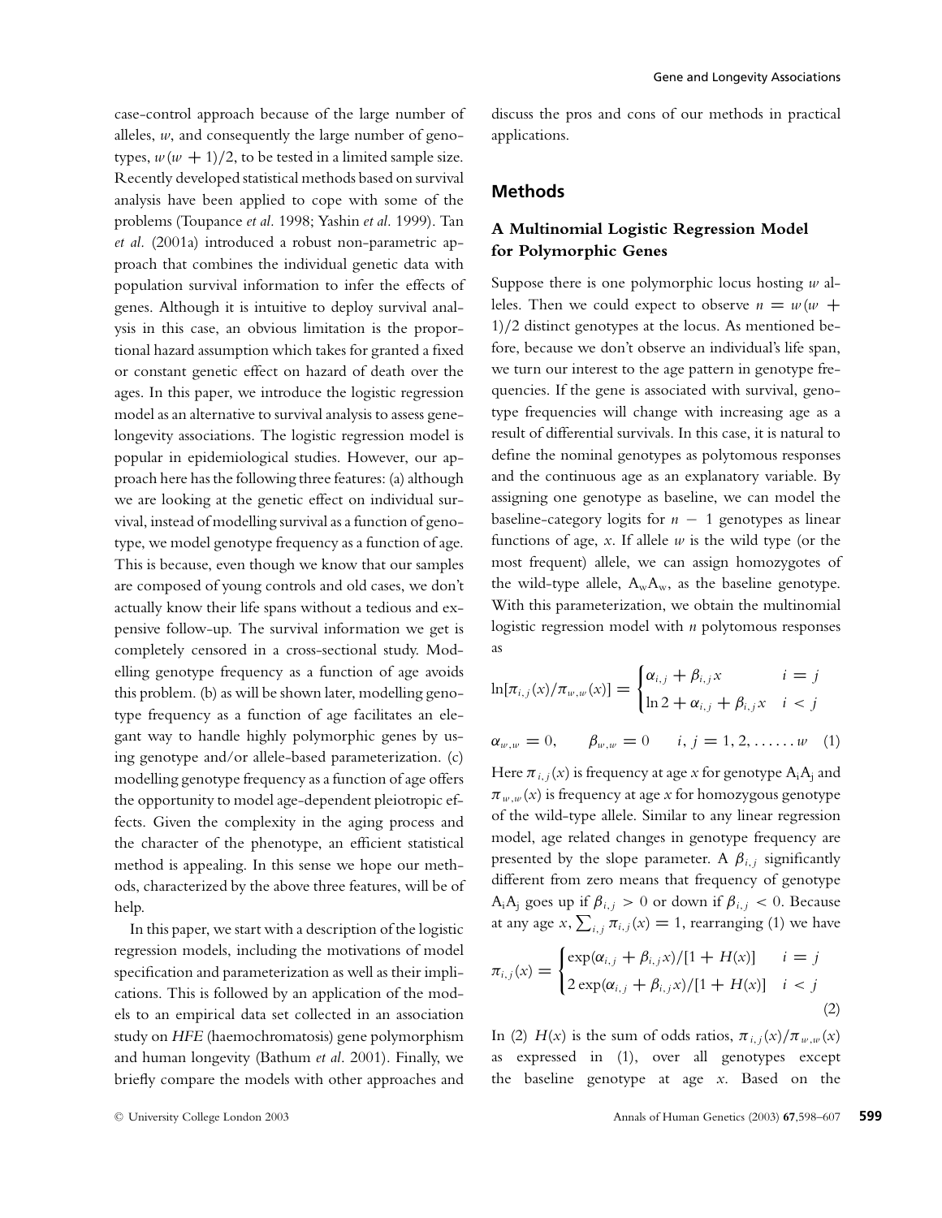case-control approach because of the large number of alleles, $w$, and consequently the large number of genotypes, $w(w+1)/2$, to be tested in a limited sample size. Recently developed statistical methods based on survival analysis have been applied to cope with some of the problems (Toupance *et al.* 1998; Yashin *et al.* 1999). Tan *et al.* (2001a) introduced a robust non-parametric approach that combines the individual genetic data with population survival information to infer the effects of genes. Although it is intuitive to deploy survival analysis in this case, an obvious limitation is the proportional hazard assumption which takes for granted a fixed or constant genetic effect on hazard of death over the ages. In this paper, we introduce the logistic regression model as an alternative to survival analysis to assess gene-longevity associations. The logistic regression model is popular in epidemiological studies. However, our approach here has the following three features: (a) although we are looking at the genetic effect on individual survival, instead of modelling survival as a function of genotype, we model genotype frequency as a function of age. This is because, even though we know that our samples are composed of young controls and old cases, we don't actually know their life spans without a tedious and expensive follow-up. The survival information we get is completely censored in a cross-sectional study. Modelling genotype frequency as a function of age avoids this problem. (b) as will be shown later, modelling genotype frequency as a function of age facilitates an elegant way to handle highly polymorphic genes by using genotype and/or allele-based parameterization. (c) modelling genotype frequency as a function of age offers the opportunity to model age-dependent pleiotropic effects. Given the complexity in the aging process and the character of the phenotype, an efficient statistical method is appealing. In this sense we hope our methods, characterized by the above three features, will be of help.

In this paper, we start with a description of the logistic regression models, including the motivations of model specification and parameterization as well as their implications. This is followed by an application of the models to an empirical data set collected in an association study on *HFE* (haemochromatosis) gene polymorphism and human longevity (Bathum *et al.* 2001). Finally, we briefly compare the models with other approaches and discuss the pros and cons of our methods in practical applications.

## Methods

### A Multinomial Logistic Regression Model for Polymorphic Genes

Suppose there is one polymorphic locus hosting $w$ alleles. Then we could expect to observe $n = w(w+1)/2$ distinct genotypes at the locus. As mentioned before, because we don't observe an individual's life span, we turn our interest to the age pattern in genotype frequencies. If the gene is associated with survival, genotype frequencies will change with increasing age as a result of differential survivals. In this case, it is natural to define the nominal genotypes as polytomous responses and the continuous age as an explanatory variable. By assigning one genotype as baseline, we can model the baseline-category logits for $n-1$ genotypes as linear functions of age, $x$. If allele $w$ is the wild type (or the most frequent) allele, we can assign homozygotes of the wild-type allele, $A_wA_w$, as the baseline genotype. With this parameterization, we obtain the multinomial logistic regression model with $n$ polytomous responses as

$$\ln[\pi_{i,j}(x)/\pi_{w,w}(x)] = \begin{cases} \alpha_{i,j} + \beta_{i,j}x & i = j \\ \ln 2 + \alpha_{i,j} + \beta_{i,j}x & i < j \end{cases}$$

$$\alpha_{w,w} = 0, \qquad \beta_{w,w} = 0 \qquad i, j = 1, 2, \ldots\ldots w \quad (1)$$

Here $\pi_{i,j}(x)$ is frequency at age $x$ for genotype $A_iA_j$ and $\pi_{w,w}(x)$ is frequency at age $x$ for homozygous genotype of the wild-type allele. Similar to any linear regression model, age related changes in genotype frequency are presented by the slope parameter. A $\beta_{i,j}$ significantly different from zero means that frequency of genotype $A_iA_j$ goes up if $\beta_{i,j} > 0$ or down if $\beta_{i,j} < 0$. Because at any age $x$, $\sum_{i,j} \pi_{i,j}(x) = 1$, rearranging (1) we have

$$\pi_{i,j}(x) = \begin{cases} \exp(\alpha_{i,j} + \beta_{i,j}x)/[1 + H(x)] & i = j \\ 2\exp(\alpha_{i,j} + \beta_{i,j}x)/[1 + H(x)] & i < j \end{cases} \quad (2)$$

In (2) $H(x)$ is the sum of odds ratios, $\pi_{i,j}(x)/\pi_{w,w}(x)$ as expressed in (1), over all genotypes except the baseline genotype at age $x$. Based on the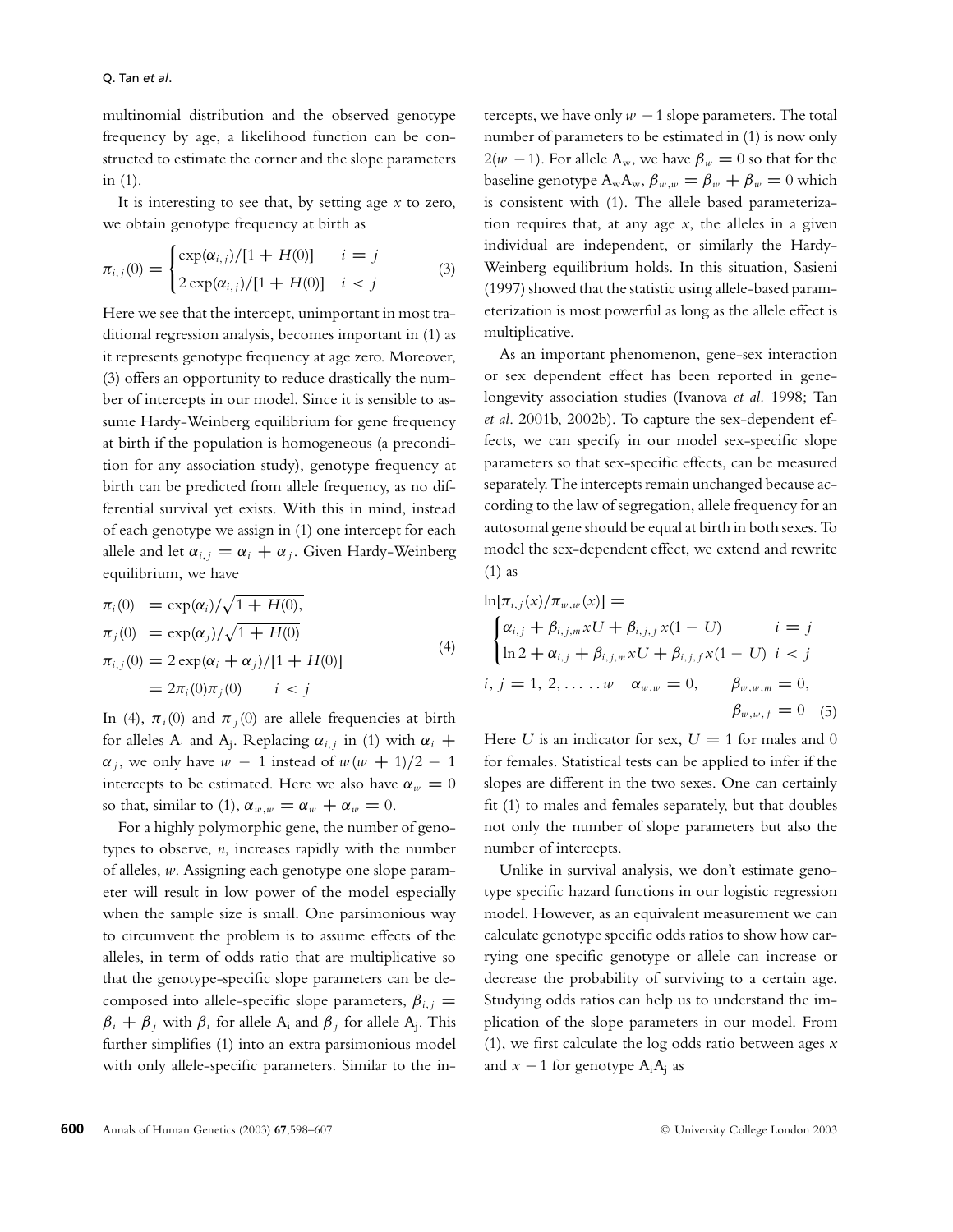multinomial distribution and the observed genotype frequency by age, a likelihood function can be constructed to estimate the corner and the slope parameters in (1).

It is interesting to see that, by setting age $x$ to zero, we obtain genotype frequency at birth as

$$\pi_{i,j}(0) = \begin{cases} \exp(\alpha_{i,j})/[1 + H(0)] & i = j \\ 2\exp(\alpha_{i,j})/[1 + H(0)] & i < j \end{cases} \quad (3)$$

Here we see that the intercept, unimportant in most traditional regression analysis, becomes important in (1) as it represents genotype frequency at age zero. Moreover, (3) offers an opportunity to reduce drastically the number of intercepts in our model. Since it is sensible to assume Hardy-Weinberg equilibrium for gene frequency at birth if the population is homogeneous (a precondition for any association study), genotype frequency at birth can be predicted from allele frequency, as no differential survival yet exists. With this in mind, instead of each genotype we assign in (1) one intercept for each allele and let $\alpha_{i,j} = \alpha_i + \alpha_j$. Given Hardy-Weinberg equilibrium, we have

$$\begin{aligned} \pi_i(0) &= \exp(\alpha_i)/\sqrt{1 + H(0)}, \\ \pi_j(0) &= \exp(\alpha_j)/\sqrt{1 + H(0)} \\ \pi_{i,j}(0) &= 2\exp(\alpha_i + \alpha_j)/[1 + H(0)] \\ &= 2\pi_i(0)\pi_j(0) \qquad i < j \end{aligned} \quad (4)$$

In (4), $\pi_i(0)$ and $\pi_j(0)$ are allele frequencies at birth for alleles $A_i$ and $A_j$. Replacing $\alpha_{i,j}$ in (1) with $\alpha_i + \alpha_j$, we only have $w - 1$ instead of $w(w + 1)/2 - 1$ intercepts to be estimated. Here we also have $\alpha_w = 0$ so that, similar to (1), $\alpha_{w,w} = \alpha_w + \alpha_w = 0$.

For a highly polymorphic gene, the number of genotypes to observe, $n$, increases rapidly with the number of alleles, $w$. Assigning each genotype one slope parameter will result in low power of the model especially when the sample size is small. One parsimonious way to circumvent the problem is to assume effects of the alleles, in term of odds ratio that are multiplicative so that the genotype-specific slope parameters can be decomposed into allele-specific slope parameters, $\beta_{i,j} = \beta_i + \beta_j$ with $\beta_i$ for allele $A_i$ and $\beta_j$ for allele $A_j$. This further simplifies (1) into an extra parsimonious model with only allele-specific parameters. Similar to the intercepts, we have only $w - 1$ slope parameters. The total number of parameters to be estimated in (1) is now only $2(w - 1)$. For allele $A_w$, we have $\beta_w = 0$ so that for the baseline genotype $A_wA_w$, $\beta_{w,w} = \beta_w + \beta_w = 0$ which is consistent with (1). The allele based parameterization requires that, at any age $x$, the alleles in a given individual are independent, or similarly the Hardy-Weinberg equilibrium holds. In this situation, Sasieni (1997) showed that the statistic using allele-based parameterization is most powerful as long as the allele effect is multiplicative.

As an important phenomenon, gene-sex interaction or sex dependent effect has been reported in gene-longevity association studies (Ivanova *et al.* 1998; Tan *et al.* 2001b, 2002b). To capture the sex-dependent effects, we can specify in our model sex-specific slope parameters so that sex-specific effects, can be measured separately. The intercepts remain unchanged because according to the law of segregation, allele frequency for an autosomal gene should be equal at birth in both sexes. To model the sex-dependent effect, we extend and rewrite (1) as

$$\ln[\pi_{i,j}(x)/\pi_{w,w}(x)] = \begin{cases} \alpha_{i,j} + \beta_{i,j,m}xU + \beta_{i,j,f}x(1 - U) & i = j \\ \ln 2 + \alpha_{i,j} + \beta_{i,j,m}xU + \beta_{i,j,f}x(1 - U) & i < j \end{cases}$$
$$i, j = 1, 2, \ldots\ldots w \quad \alpha_{w,w} = 0, \qquad \beta_{w,w,m} = 0, \qquad \beta_{w,w,f} = 0 \quad (5)$$

Here $U$ is an indicator for sex, $U = 1$ for males and 0 for females. Statistical tests can be applied to infer if the slopes are different in the two sexes. One can certainly fit (1) to males and females separately, but that doubles not only the number of slope parameters but also the number of intercepts.

Unlike in survival analysis, we don't estimate genotype specific hazard functions in our logistic regression model. However, as an equivalent measurement we can calculate genotype specific odds ratios to show how carrying one specific genotype or allele can increase or decrease the probability of surviving to a certain age. Studying odds ratios can help us to understand the implication of the slope parameters in our model. From (1), we first calculate the log odds ratio between ages $x$ and $x - 1$ for genotype $A_iA_j$ as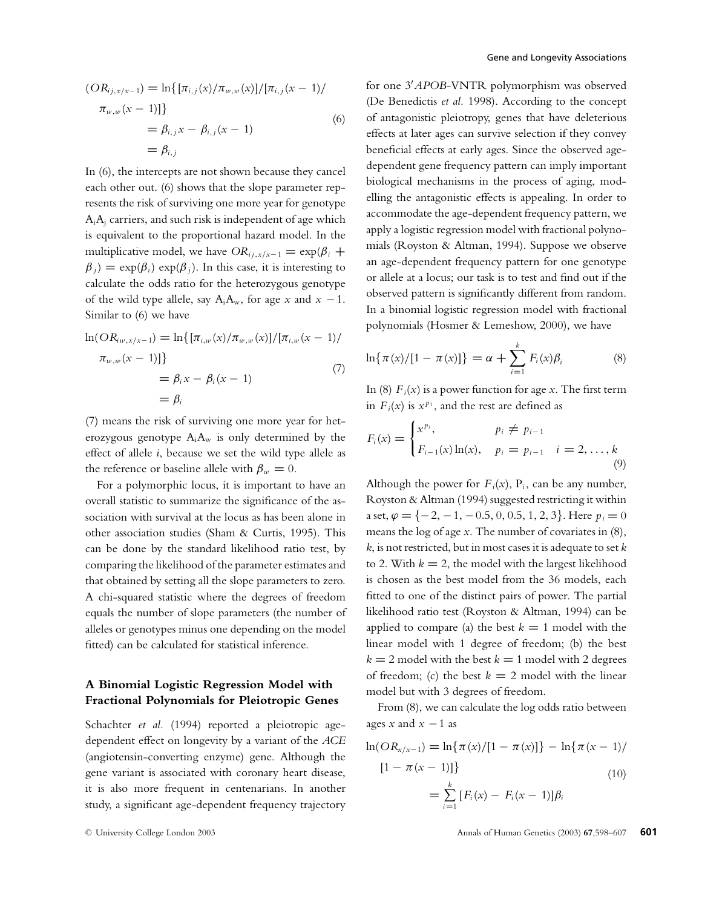$$(OR_{ij,x/x-1}) = \ln\{[\pi_{i,j}(x)/\pi_{w,w}(x)]/[\pi_{i,j}(x-1)/\pi_{w,w}(x-1)]\}$$
$$= \beta_{i,j}x - \beta_{i,j}(x-1)$$
$$= \beta_{i,j} \quad (6)$$

In (6), the intercepts are not shown because they cancel each other out. (6) shows that the slope parameter represents the risk of surviving one more year for genotype $A_iA_j$ carriers, and such risk is independent of age which is equivalent to the proportional hazard model. In the multiplicative model, we have $OR_{ij,x/x-1} = \exp(\beta_i + \beta_j) = \exp(\beta_i)\exp(\beta_j)$. In this case, it is interesting to calculate the odds ratio for the heterozygous genotype of the wild type allele, say $A_iA_w$, for age $x$ and $x-1$. Similar to (6) we have

$$\ln(OR_{iw,x/x-1}) = \ln\{[\pi_{i,w}(x)/\pi_{w,w}(x)]/[\pi_{i,w}(x-1)/\pi_{w,w}(x-1)]\}$$
$$= \beta_i x - \beta_i(x-1)$$
$$= \beta_i \quad (7)$$

(7) means the risk of surviving one more year for heterozygous genotype $A_iA_w$ is only determined by the effect of allele $i$, because we set the wild type allele as the reference or baseline allele with $\beta_w = 0$.

For a polymorphic locus, it is important to have an overall statistic to summarize the significance of the association with survival at the locus as has been alone in other association studies (Sham & Curtis, 1995). This can be done by the standard likelihood ratio test, by comparing the likelihood of the parameter estimates and that obtained by setting all the slope parameters to zero. A chi-squared statistic where the degrees of freedom equals the number of slope parameters (the number of alleles or genotypes minus one depending on the model fitted) can be calculated for statistical inference.

## A Binomial Logistic Regression Model with Fractional Polynomials for Pleiotropic Genes

Schachter *et al.* (1994) reported a pleiotropic age-dependent effect on longevity by a variant of the *ACE* (angiotensin-converting enzyme) gene. Although the gene variant is associated with coronary heart disease, it is also more frequent in centenarians. In another study, a significant age-dependent frequency trajectory for one 3′*APOB*-VNTR polymorphism was observed (De Benedictis *et al.* 1998). According to the concept of antagonistic pleiotropy, genes that have deleterious effects at later ages can survive selection if they convey beneficial effects at early ages. Since the observed age-dependent gene frequency pattern can imply important biological mechanisms in the process of aging, modelling the antagonistic effects is appealing. In order to accommodate the age-dependent frequency pattern, we apply a logistic regression model with fractional polynomials (Royston & Altman, 1994). Suppose we observe an age-dependent frequency pattern for one genotype or allele at a locus; our task is to test and find out if the observed pattern is significantly different from random. In a binomial logistic regression model with fractional polynomials (Hosmer & Lemeshow, 2000), we have

$$\ln\{\pi(x)/[1-\pi(x)]\} = \alpha + \sum_{i=1}^{k} F_i(x)\beta_i \quad (8)$$

In (8) $F_i(x)$ is a power function for age $x$. The first term in $F_i(x)$ is $x^{p_1}$, and the rest are defined as

$$F_i(x) = \begin{cases} x^{p_i}, & p_i \neq p_{i-1} \\ F_{i-1}(x)\ln(x), & p_i = p_{i-1} \quad i = 2, \ldots, k \end{cases} \quad (9)$$

Although the power for $F_i(x)$, $P_i$, can be any number, Royston & Altman (1994) suggested restricting it within a set, $\varphi = \{-2, -1, -0.5, 0, 0.5, 1, 2, 3\}$. Here $p_i = 0$ means the log of age $x$. The number of covariates in (8), $k$, is not restricted, but in most cases it is adequate to set $k$ to 2. With $k = 2$, the model with the largest likelihood is chosen as the best model from the 36 models, each fitted to one of the distinct pairs of power. The partial likelihood ratio test (Royston & Altman, 1994) can be applied to compare (a) the best $k = 1$ model with the linear model with 1 degree of freedom; (b) the best $k = 2$ model with the best $k = 1$ model with 2 degrees of freedom; (c) the best $k = 2$ model with the linear model but with 3 degrees of freedom.

From (8), we can calculate the log odds ratio between ages $x$ and $x-1$ as

$$\ln(OR_{x/x-1}) = \ln\{\pi(x)/[1-\pi(x)]\} - \ln\{\pi(x-1)/[1-\pi(x-1)]\}$$
$$= \sum_{i=1}^{k}[F_i(x) - F_i(x-1)]\beta_i \quad (10)$$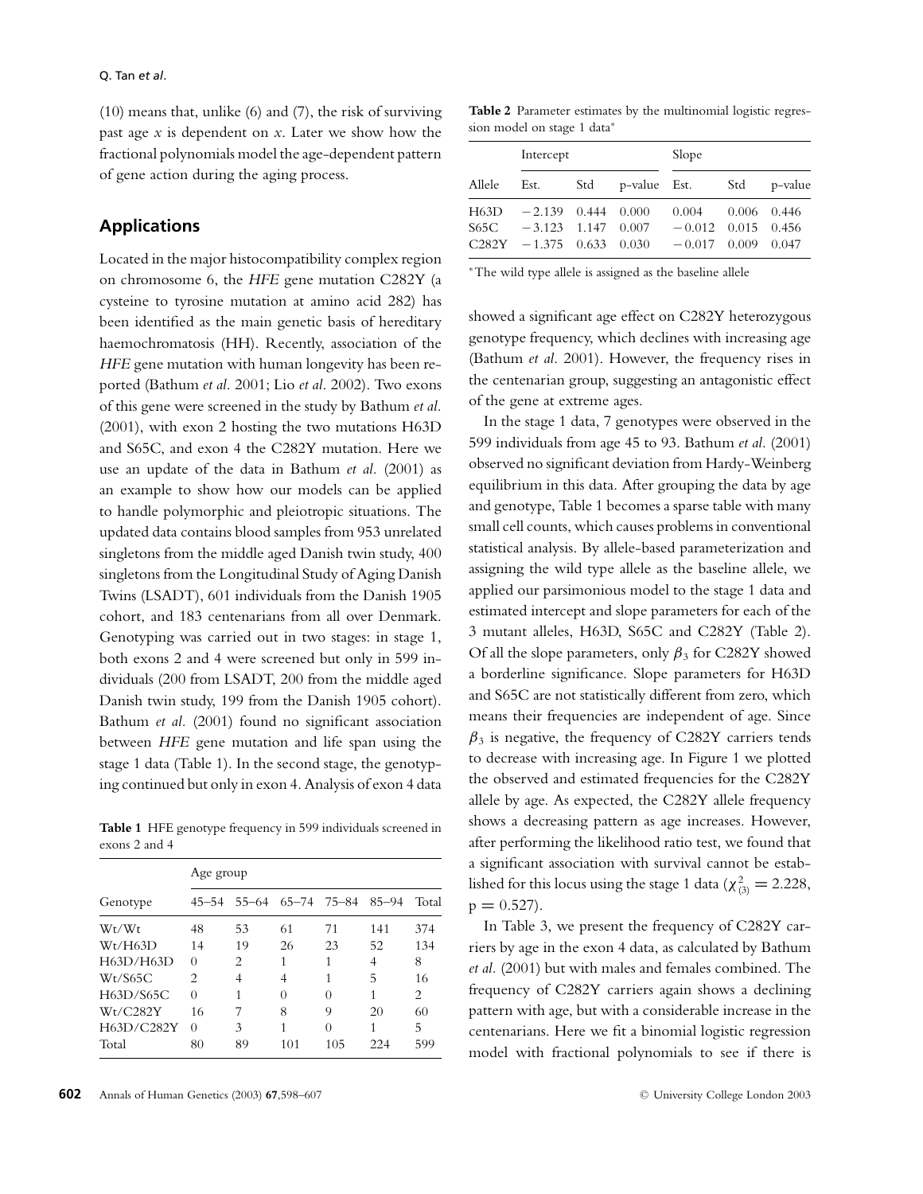(10) means that, unlike (6) and (7), the risk of surviving past age $x$ is dependent on $x$. Later we show how the fractional polynomials model the age-dependent pattern of gene action during the aging process.

## Applications

Located in the major histocompatibility complex region on chromosome 6, the *HFE* gene mutation C282Y (a cysteine to tyrosine mutation at amino acid 282) has been identified as the main genetic basis of hereditary haemochromatosis (HH). Recently, association of the *HFE* gene mutation with human longevity has been reported (Bathum *et al.* 2001; Lio *et al.* 2002). Two exons of this gene were screened in the study by Bathum *et al.* (2001), with exon 2 hosting the two mutations H63D and S65C, and exon 4 the C282Y mutation. Here we use an update of the data in Bathum *et al.* (2001) as an example to show how our models can be applied to handle polymorphic and pleiotropic situations. The updated data contains blood samples from 953 unrelated singletons from the middle aged Danish twin study, 400 singletons from the Longitudinal Study of Aging Danish Twins (LSADT), 601 individuals from the Danish 1905 cohort, and 183 centenarians from all over Denmark. Genotyping was carried out in two stages: in stage 1, both exons 2 and 4 were screened but only in 599 individuals (200 from LSADT, 200 from the middle aged Danish twin study, 199 from the Danish 1905 cohort). Bathum *et al.* (2001) found no significant association between *HFE* gene mutation and life span using the stage 1 data (Table 1). In the second stage, the genotyping continued but only in exon 4. Analysis of exon 4 data

**Table 1** HFE genotype frequency in 599 individuals screened in exons 2 and 4

| | Age group | | | | | |
|---|---|---|---|---|---|---|
| Genotype | 45–54 | 55–64 | 65–74 | 75–84 | 85–94 | Total |
| Wt/Wt | 48 | 53 | 61 | 71 | 141 | 374 |
| Wt/H63D | 14 | 19 | 26 | 23 | 52 | 134 |
| H63D/H63D | 0 | 2 | 1 | 1 | 4 | 8 |
| Wt/S65C | 2 | 4 | 4 | 1 | 5 | 16 |
| H63D/S65C | 0 | 1 | 0 | 0 | 1 | 2 |
| Wt/C282Y | 16 | 7 | 8 | 9 | 20 | 60 |
| H63D/C282Y | 0 | 3 | 1 | 0 | 1 | 5 |
| Total | 80 | 89 | 101 | 105 | 224 | 599 |

**Table 2** Parameter estimates by the multinomial logistic regression model on stage 1 data*

| | Intercept | | | Slope | | |
|---|---|---|---|---|---|---|
| Allele | Est. | Std | p-value | Est. | Std | p-value |
| H63D | −2.139 | 0.444 | 0.000 | 0.004 | 0.006 | 0.446 |
| S65C | −3.123 | 1.147 | 0.007 | −0.012 | 0.015 | 0.456 |
| C282Y | −1.375 | 0.633 | 0.030 | −0.017 | 0.009 | 0.047 |

*The wild type allele is assigned as the baseline allele

showed a significant age effect on C282Y heterozygous genotype frequency, which declines with increasing age (Bathum *et al.* 2001). However, the frequency rises in the centenarian group, suggesting an antagonistic effect of the gene at extreme ages.

In the stage 1 data, 7 genotypes were observed in the 599 individuals from age 45 to 93. Bathum *et al.* (2001) observed no significant deviation from Hardy-Weinberg equilibrium in this data. After grouping the data by age and genotype, Table 1 becomes a sparse table with many small cell counts, which causes problems in conventional statistical analysis. By allele-based parameterization and assigning the wild type allele as the baseline allele, we applied our parsimonious model to the stage 1 data and estimated intercept and slope parameters for each of the 3 mutant alleles, H63D, S65C and C282Y (Table 2). Of all the slope parameters, only $\beta_3$ for C282Y showed a borderline significance. Slope parameters for H63D and S65C are not statistically different from zero, which means their frequencies are independent of age. Since $\beta_3$ is negative, the frequency of C282Y carriers tends to decrease with increasing age. In Figure 1 we plotted the observed and estimated frequencies for the C282Y allele by age. As expected, the C282Y allele frequency shows a decreasing pattern as age increases. However, after performing the likelihood ratio test, we found that a significant association with survival cannot be established for this locus using the stage 1 data ($\chi^2_{(3)} = 2.228$, $p = 0.527$).

In Table 3, we present the frequency of C282Y carriers by age in the exon 4 data, as calculated by Bathum *et al.* (2001) but with males and females combined. The frequency of C282Y carriers again shows a declining pattern with age, but with a considerable increase in the centenarians. Here we fit a binomial logistic regression model with fractional polynomials to see if there is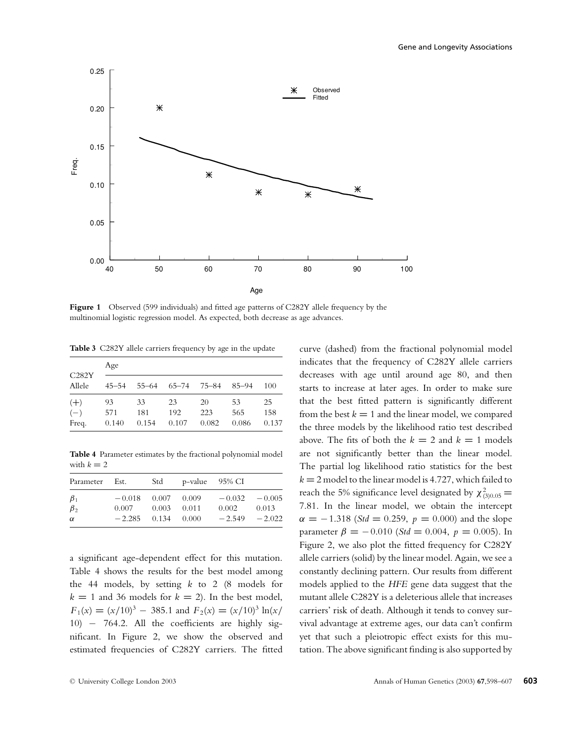Figure 1 Observed (599 individuals) and fitted age patterns of C282Y allele frequency by the multinomial logistic regression model. As expected, both decrease as age advances.

**Table 3** C282Y allele carriers frequency by age in the update

| C282Y Allele | Age | | | | | |
|---|---|---|---|---|---|---|
| | 45–54 | 55–64 | 65–74 | 75–84 | 85–94 | 100 |
| (+) | 93 | 33 | 23 | 20 | 53 | 25 |
| (−) | 571 | 181 | 192 | 223 | 565 | 158 |
| Freq. | 0.140 | 0.154 | 0.107 | 0.082 | 0.086 | 0.137 |

**Table 4** Parameter estimates by the fractional polynomial model with $k = 2$

| Parameter | Est. | Std | p-value | 95% CI | |
|---|---|---|---|---|---|
| $\beta_1$ | −0.018 | 0.007 | 0.009 | −0.032 | −0.005 |
| $\beta_2$ | 0.007 | 0.003 | 0.011 | 0.002 | 0.013 |
| $\alpha$ | −2.285 | 0.134 | 0.000 | −2.549 | −2.022 |

a significant age-dependent effect for this mutation. Table 4 shows the results for the best model among the 44 models, by setting $k$ to 2 (8 models for $k = 1$ and 36 models for $k = 2$). In the best model, $F_1(x) = (x/10)^3 - 385.1$ and $F_2(x) = (x/10)^3 \ln(x/10) - 764.2$. All the coefficients are highly significant. In Figure 2, we show the observed and estimated frequencies of C282Y carriers. The fitted curve (dashed) from the fractional polynomial model indicates that the frequency of C282Y allele carriers decreases with age until around age 80, and then starts to increase at later ages. In order to make sure that the best fitted pattern is significantly different from the best $k = 1$ and the linear model, we compared the three models by the likelihood ratio test described above. The fits of both the $k = 2$ and $k = 1$ models are not significantly better than the linear model. The partial log likelihood ratio statistics for the best $k = 2$ model to the linear model is 4.727, which failed to reach the 5% significance level designated by $\chi^2_{(3)0.05} = 7.81$. In the linear model, we obtain the intercept $\alpha = -1.318$ ($Std = 0.259$, $p = 0.000$) and the slope parameter $\beta = -0.010$ ($Std = 0.004$, $p = 0.005$). In Figure 2, we also plot the fitted frequency for C282Y allele carriers (solid) by the linear model. Again, we see a constantly declining pattern. Our results from different models applied to the *HFE* gene data suggest that the mutant allele C282Y is a deleterious allele that increases carriers' risk of death. Although it tends to convey survival advantage at extreme ages, our data can't confirm yet that such a pleiotropic effect exists for this mutation. The above significant finding is also supported by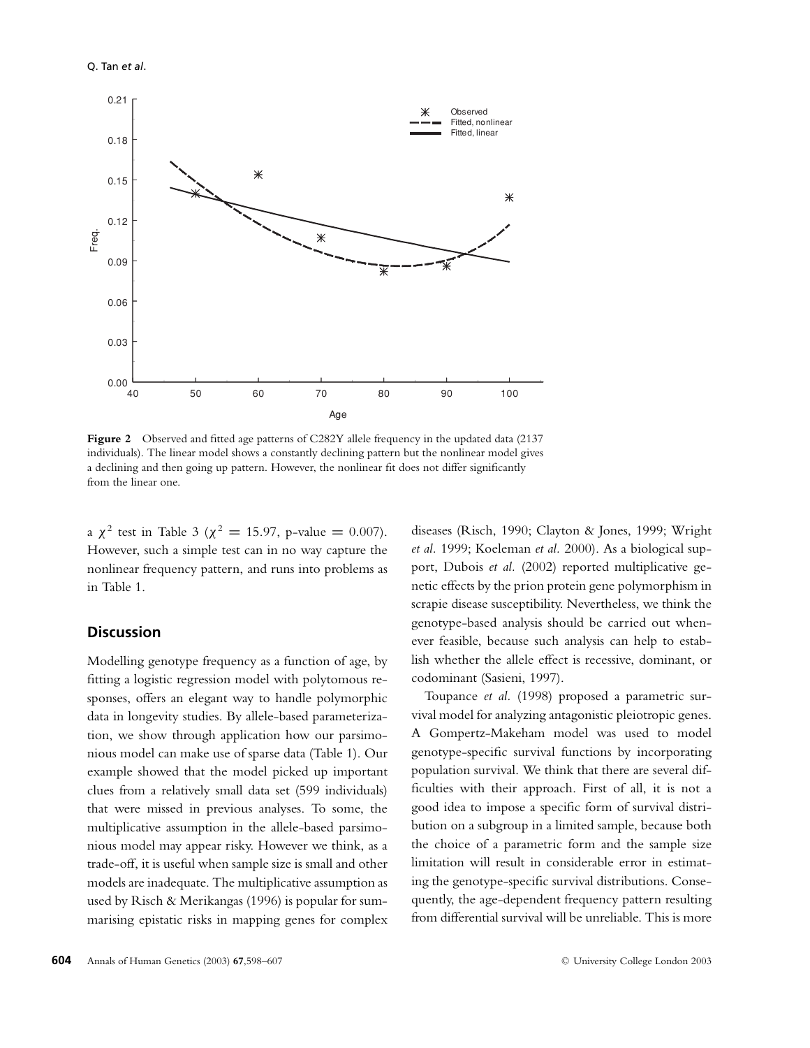**Figure 2** Observed and fitted age patterns of C282Y allele frequency in the updated data (2137 individuals). The linear model shows a constantly declining pattern but the nonlinear model gives a declining and then going up pattern. However, the nonlinear fit does not differ significantly from the linear one.

a $\chi^2$ test in Table 3 ($\chi^2 = 15.97$, p-value $= 0.007$). However, such a simple test can in no way capture the nonlinear frequency pattern, and runs into problems as in Table 1.

## Discussion

Modelling genotype frequency as a function of age, by fitting a logistic regression model with polytomous responses, offers an elegant way to handle polymorphic data in longevity studies. By allele-based parameterization, we show through application how our parsimonious model can make use of sparse data (Table 1). Our example showed that the model picked up important clues from a relatively small data set (599 individuals) that were missed in previous analyses. To some, the multiplicative assumption in the allele-based parsimonious model may appear risky. However we think, as a trade-off, it is useful when sample size is small and other models are inadequate. The multiplicative assumption as used by Risch & Merikangas (1996) is popular for summarising epistatic risks in mapping genes for complex diseases (Risch, 1990; Clayton & Jones, 1999; Wright *et al.* 1999; Koeleman *et al.* 2000). As a biological support, Dubois *et al.* (2002) reported multiplicative genetic effects by the prion protein gene polymorphism in scrapie disease susceptibility. Nevertheless, we think the genotype-based analysis should be carried out whenever feasible, because such analysis can help to establish whether the allele effect is recessive, dominant, or codominant (Sasieni, 1997).

Toupance *et al.* (1998) proposed a parametric survival model for analyzing antagonistic pleiotropic genes. A Gompertz-Makeham model was used to model genotype-specific survival functions by incorporating population survival. We think that there are several difficulties with their approach. First of all, it is not a good idea to impose a specific form of survival distribution on a subgroup in a limited sample, because both the choice of a parametric form and the sample size limitation will result in considerable error in estimating the genotype-specific survival distributions. Consequently, the age-dependent frequency pattern resulting from differential survival will be unreliable. This is more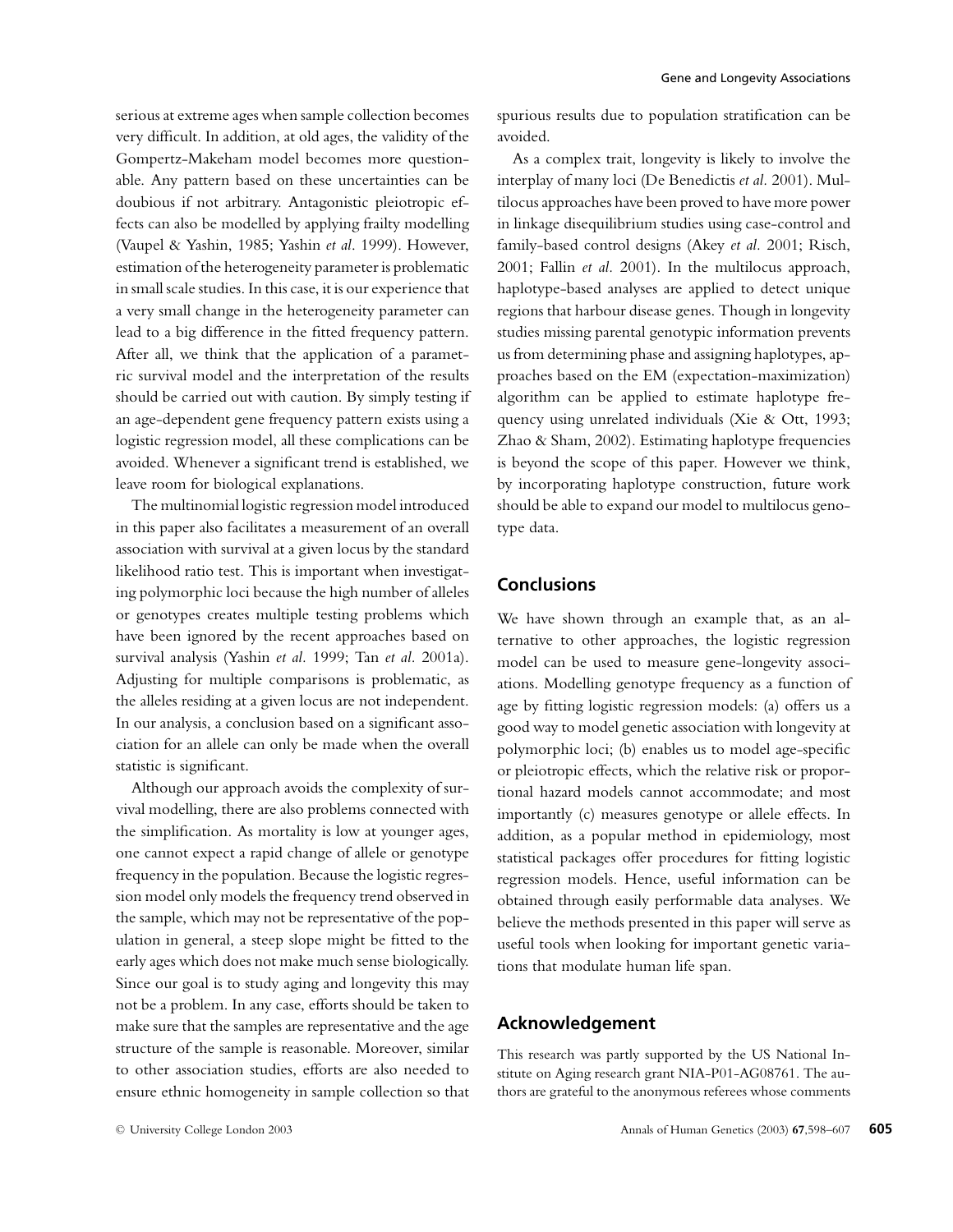serious at extreme ages when sample collection becomes very difficult. In addition, at old ages, the validity of the Gompertz-Makeham model becomes more questionable. Any pattern based on these uncertainties can be doubious if not arbitrary. Antagonistic pleiotropic effects can also be modelled by applying frailty modelling (Vaupel & Yashin, 1985; Yashin *et al*. 1999). However, estimation of the heterogeneity parameter is problematic in small scale studies. In this case, it is our experience that a very small change in the heterogeneity parameter can lead to a big difference in the fitted frequency pattern. After all, we think that the application of a parametric survival model and the interpretation of the results should be carried out with caution. By simply testing if an age-dependent gene frequency pattern exists using a logistic regression model, all these complications can be avoided. Whenever a significant trend is established, we leave room for biological explanations.

The multinomial logistic regression model introduced in this paper also facilitates a measurement of an overall association with survival at a given locus by the standard likelihood ratio test. This is important when investigating polymorphic loci because the high number of alleles or genotypes creates multiple testing problems which have been ignored by the recent approaches based on survival analysis (Yashin *et al*. 1999; Tan *et al*. 2001a). Adjusting for multiple comparisons is problematic, as the alleles residing at a given locus are not independent. In our analysis, a conclusion based on a significant association for an allele can only be made when the overall statistic is significant.

Although our approach avoids the complexity of survival modelling, there are also problems connected with the simplification. As mortality is low at younger ages, one cannot expect a rapid change of allele or genotype frequency in the population. Because the logistic regression model only models the frequency trend observed in the sample, which may not be representative of the population in general, a steep slope might be fitted to the early ages which does not make much sense biologically. Since our goal is to study aging and longevity this may not be a problem. In any case, efforts should be taken to make sure that the samples are representative and the age structure of the sample is reasonable. Moreover, similar to other association studies, efforts are also needed to ensure ethnic homogeneity in sample collection so that spurious results due to population stratification can be avoided.

As a complex trait, longevity is likely to involve the interplay of many loci (De Benedictis *et al*. 2001). Multilocus approaches have been proved to have more power in linkage disequilibrium studies using case-control and family-based control designs (Akey *et al*. 2001; Risch, 2001; Fallin *et al*. 2001). In the multilocus approach, haplotype-based analyses are applied to detect unique regions that harbour disease genes. Though in longevity studies missing parental genotypic information prevents us from determining phase and assigning haplotypes, approaches based on the EM (expectation-maximization) algorithm can be applied to estimate haplotype frequency using unrelated individuals (Xie & Ott, 1993; Zhao & Sham, 2002). Estimating haplotype frequencies is beyond the scope of this paper. However we think, by incorporating haplotype construction, future work should be able to expand our model to multilocus genotype data.

## Conclusions

We have shown through an example that, as an alternative to other approaches, the logistic regression model can be used to measure gene-longevity associations. Modelling genotype frequency as a function of age by fitting logistic regression models: (a) offers us a good way to model genetic association with longevity at polymorphic loci; (b) enables us to model age-specific or pleiotropic effects, which the relative risk or proportional hazard models cannot accommodate; and most importantly (c) measures genotype or allele effects. In addition, as a popular method in epidemiology, most statistical packages offer procedures for fitting logistic regression models. Hence, useful information can be obtained through easily performable data analyses. We believe the methods presented in this paper will serve as useful tools when looking for important genetic variations that modulate human life span.

## Acknowledgement

This research was partly supported by the US National Institute on Aging research grant NIA-P01-AG08761. The authors are grateful to the anonymous referees whose comments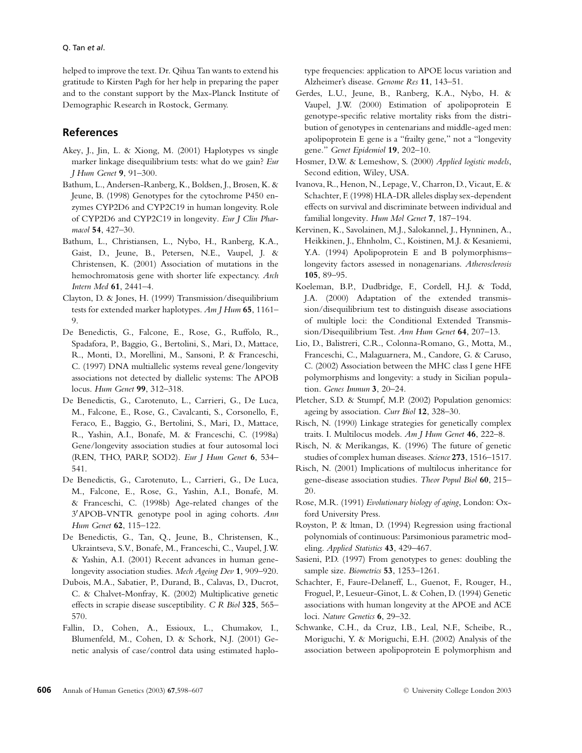helped to improve the text. Dr. Qihua Tan wants to extend his gratitude to Kirsten Pagh for her help in preparing the paper and to the constant support by the Max-Planck Institute of Demographic Research in Rostock, Germany.

## References

Akey, J., Jin, L. & Xiong, M. (2001) Haplotypes vs single marker linkage disequilibrium tests: what do we gain? *Eur J Hum Genet* **9**, 91–300.

Bathum, L., Andersen-Ranberg, K., Boldsen, J., Brosen, K. & Jeune, B. (1998) Genotypes for the cytochrome P450 enzymes CYP2D6 and CYP2C19 in human longevity. Role of CYP2D6 and CYP2C19 in longevity. *Eur J Clin Pharmacol* **54**, 427–30.

Bathum, L., Christiansen, L., Nybo, H., Ranberg, K.A., Gaist, D., Jeune, B., Petersen, N.E., Vaupel, J. & Christensen, K. (2001) Association of mutations in the hemochromatosis gene with shorter life expectancy. *Arch Intern Med* **61**, 2441–4.

Clayton, D. & Jones, H. (1999) Transmission/disequilibrium tests for extended marker haplotypes. *Am J Hum* **65**, 1161–9.

De Benedictis, G., Falcone, E., Rose, G., Ruffolo, R., Spadafora, P., Baggio, G., Bertolini, S., Mari, D., Mattace, R., Monti, D., Morellini, M., Sansoni, P. & Franceschi, C. (1997) DNA multiallelic systems reveal gene/longevity associations not detected by diallelic systems: The APOB locus. *Hum Genet* **99**, 312–318.

De Benedictis, G., Carotenuto, L., Carrieri, G., De Luca, M., Falcone, E., Rose, G., Cavalcanti, S., Corsonello, F., Feraco, E., Baggio, G., Bertolini, S., Mari, D., Mattace, R., Yashin, A.I., Bonafe, M. & Franceschi, C. (1998a) Gene/longevity association studies at four autosomal loci (REN, THO, PARP, SOD2). *Eur J Hum Genet* **6**, 534–541.

De Benedictis, G., Carotenuto, L., Carrieri, G., De Luca, M., Falcone, E., Rose, G., Yashin, A.I., Bonafe, M. & Franceschi, C. (1998b) Age-related changes of the 3′APOB-VNTR genotype pool in aging cohorts. *Ann Hum Genet* **62**, 115–122.

De Benedictis, G., Tan, Q., Jeune, B., Christensen, K., Ukraintseva, S.V., Bonafe, M., Franceschi, C., Vaupel, J.W. & Yashin, A.I. (2001) Recent advances in human gene-longevity association studies. *Mech Ageing Dev* **1**, 909–920.

Dubois, M.A., Sabatier, P., Durand, B., Calavas, D., Ducrot, C. & Chalvet-Monfray, K. (2002) Multiplicative genetic effects in scrapie disease susceptibility. *C R Biol* **325**, 565–570.

Fallin, D., Cohen, A., Essioux, L., Chumakov, I., Blumenfeld, M., Cohen, D. & Schork, N.J. (2001) Genetic analysis of case/control data using estimated haplotype frequencies: application to APOE locus variation and Alzheimer's disease. *Genome Res* **11**, 143–51.

Gerdes, L.U., Jeune, B., Ranberg, K.A., Nybo, H. & Vaupel, J.W. (2000) Estimation of apolipoprotein E genotype-specific relative mortality risks from the distribution of genotypes in centenarians and middle-aged men: apolipoprotein E gene is a "frailty gene," not a "longevity gene." *Genet Epidemiol* **19**, 202–10.

Hosmer, D.W. & Lemeshow, S. (2000) *Applied logistic models*, Second edition, Wiley, USA.

Ivanova, R., Henon, N., Lepage, V., Charron, D., Vicaut, E. & Schachter, F. (1998) HLA-DR alleles display sex-dependent effects on survival and discriminate between individual and familial longevity. *Hum Mol Genet* **7**, 187–194.

Kervinen, K., Savolainen, M.J., Salokannel, J., Hynninen, A., Heikkinen, J., Ehnholm, C., Koistinen, M.J. & Kesaniemi, Y.A. (1994) Apolipoprotein E and B polymorphisms–longevity factors assessed in nonagenarians. *Atherosclerosis* **105**, 89–95.

Koeleman, B.P., Dudbridge, F., Cordell, H.J. & Todd, J.A. (2000) Adaptation of the extended transmission/disequilibrium test to distinguish disease associations of multiple loci: the Conditional Extended Transmission/Disequilibrium Test. *Ann Hum Genet* **64**, 207–13.

Lio, D., Balistreri, C.R., Colonna-Romano, G., Motta, M., Franceschi, C., Malaguarnera, M., Candore, G. & Caruso, C. (2002) Association between the MHC class I gene HFE polymorphisms and longevity: a study in Sicilian population. *Genes Immun* **3**, 20–24.

Pletcher, S.D. & Stumpf, M.P. (2002) Population genomics: ageing by association. *Curr Biol* **12**, 328–30.

Risch, N. (1990) Linkage strategies for genetically complex traits. I. Multilocus models. *Am J Hum Genet* **46**, 222–8.

Risch, N. & Merikangas, K. (1996) The future of genetic studies of complex human diseases. *Science* **273**, 1516–1517.

Risch, N. (2001) Implications of multilocus inheritance for gene-disease association studies. *Theor Popul Biol* **60**, 215–20.

Rose, M.R. (1991) *Evolutionary biology of aging*, London: Oxford University Press.

Royston, P. & ltman, D. (1994) Regression using fractional polynomials of continuous: Parsimonious parametric modeling. *Applied Statistics* **43**, 429–467.

Sasieni, P.D. (1997) From genotypes to genes: doubling the sample size. *Biometrics* **53**, 1253–1261.

Schachter, F., Faure-Delaneff, L., Guenot, F., Rouger, H., Froguel, P., Lesueur-Ginot, L. & Cohen, D. (1994) Genetic associations with human longevity at the APOE and ACE loci. *Nature Genetics* **6**, 29–32.

Schwanke, C.H., da Cruz, I.B., Leal, N.F., Scheibe, R., Moriguchi, Y. & Moriguchi, E.H. (2002) Analysis of the association between apolipoprotein E polymorphism and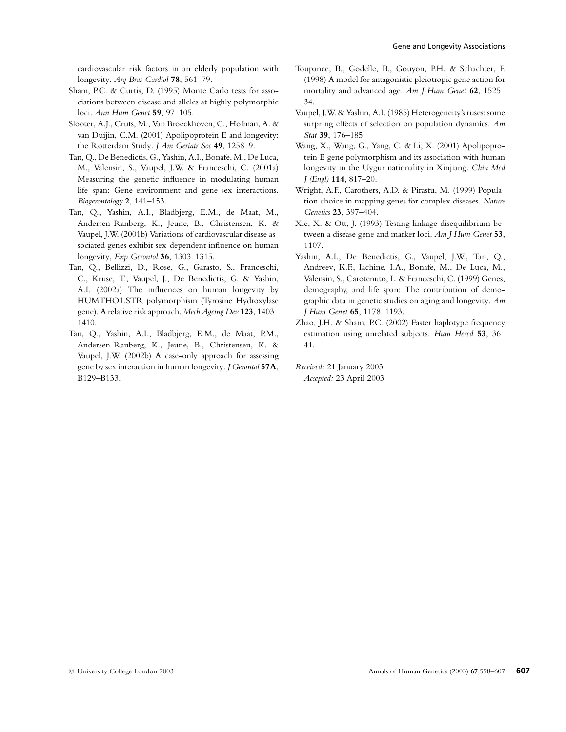cardiovascular risk factors in an elderly population with longevity. *Arq Bras Cardiol* **78**, 561–79.

Sham, P.C. & Curtis, D. (1995) Monte Carlo tests for associations between disease and alleles at highly polymorphic loci. *Ann Hum Genet* **59**, 97–105.

Slooter, A.J., Cruts, M., Van Broeckhoven, C., Hofman, A. & van Duijin, C.M. (2001) Apolipoprotein E and longevity: the Rotterdam Study. *J Am Geriatr Soc* **49**, 1258–9.

Tan, Q., De Benedictis, G., Yashin, A.I., Bonafe, M., De Luca, M., Valensin, S., Vaupel, J.W. & Franceschi, C. (2001a) Measuring the genetic influence in modulating human life span: Gene-environment and gene-sex interactions. *Biogerontology* **2**, 141–153.

Tan, Q., Yashin, A.I., Bladbjerg, E.M., de Maat, M., Andersen-Ranberg, K., Jeune, B., Christensen, K. & Vaupel, J.W. (2001b) Variations of cardiovascular disease associated genes exhibit sex-dependent influence on human longevity, *Exp Gerontol* **36**, 1303–1315.

Tan, Q., Bellizzi, D., Rose, G., Garasto, S., Franceschi, C., Kruse, T., Vaupel, J., De Benedictis, G. & Yashin, A.I. (2002a) The influences on human longevity by HUMTHO1.STR polymorphism (Tyrosine Hydroxylase gene). A relative risk approach. *Mech Ageing Dev* **123**, 1403–1410.

Tan, Q., Yashin, A.I., Bladbjerg, E.M., de Maat, P.M., Andersen-Ranberg, K., Jeune, B., Christensen, K. & Vaupel, J.W. (2002b) A case-only approach for assessing gene by sex interaction in human longevity. *J Gerontol* **57A**, B129–B133.

Toupance, B., Godelle, B., Gouyon, P.H. & Schachter, F. (1998) A model for antagonistic pleiotropic gene action for mortality and advanced age. *Am J Hum Genet* **62**, 1525–34.

Vaupel, J.W. & Yashin, A.I. (1985) Heterogeneity's ruses: some surpring effects of selection on population dynamics. *Am Stat* **39**, 176–185.

Wang, X., Wang, G., Yang, C. & Li, X. (2001) Apolipoprotein E gene polymorphism and its association with human longevity in the Uygur nationality in Xinjiang. *Chin Med J (Engl)* **114**, 817–20.

Wright, A.F., Carothers, A.D. & Pirastu, M. (1999) Population choice in mapping genes for complex diseases. *Nature Genetics* **23**, 397–404.

Xie, X. & Ott, J. (1993) Testing linkage disequilibrium between a disease gene and marker loci. *Am J Hum Genet* **53**, 1107.

Yashin, A.I., De Benedictis, G., Vaupel, J.W., Tan, Q., Andreev, K.F., Iachine, I.A., Bonafe, M., De Luca, M., Valensin, S., Carotenuto, L. & Franceschi, C. (1999) Genes, demography, and life span: The contribution of demographic data in genetic studies on aging and longevity. *Am J Hum Genet* **65**, 1178–1193.

Zhao, J.H. & Sham, P.C. (2002) Faster haplotype frequency estimation using unrelated subjects. *Hum Hered* **53**, 36–41.

*Received:* 21 January 2003
*Accepted:* 23 April 2003